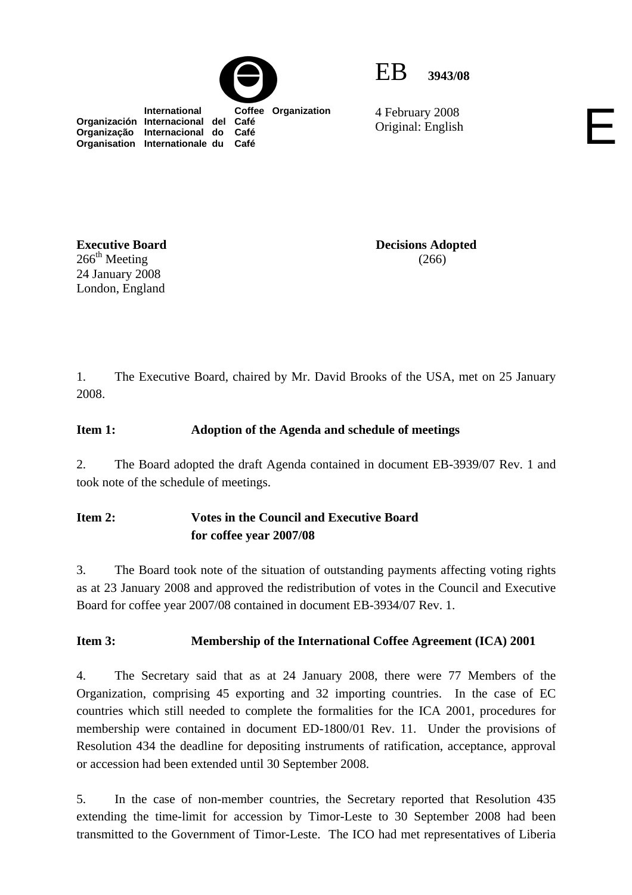International Coffee Organization
Organización Internacional del Café
Organização Internacional do Café
Organisation Internationale du Café

EB 3943/08

4 February 2008
Original: English

E

**Executive Board**
266th Meeting
24 January 2008
London, England

**Decisions Adopted**
(266)

1. The Executive Board, chaired by Mr. David Brooks of the USA, met on 25 January 2008.

**Item 1: Adoption of the Agenda and schedule of meetings**

2. The Board adopted the draft Agenda contained in document EB-3939/07 Rev. 1 and took note of the schedule of meetings.

**Item 2: Votes in the Council and Executive Board for coffee year 2007/08**

3. The Board took note of the situation of outstanding payments affecting voting rights as at 23 January 2008 and approved the redistribution of votes in the Council and Executive Board for coffee year 2007/08 contained in document EB-3934/07 Rev. 1.

**Item 3: Membership of the International Coffee Agreement (ICA) 2001**

4. The Secretary said that as at 24 January 2008, there were 77 Members of the Organization, comprising 45 exporting and 32 importing countries. In the case of EC countries which still needed to complete the formalities for the ICA 2001, procedures for membership were contained in document ED-1800/01 Rev. 11. Under the provisions of Resolution 434 the deadline for depositing instruments of ratification, acceptance, approval or accession had been extended until 30 September 2008.

5. In the case of non-member countries, the Secretary reported that Resolution 435 extending the time-limit for accession by Timor-Leste to 30 September 2008 had been transmitted to the Government of Timor-Leste. The ICO had met representatives of Liberia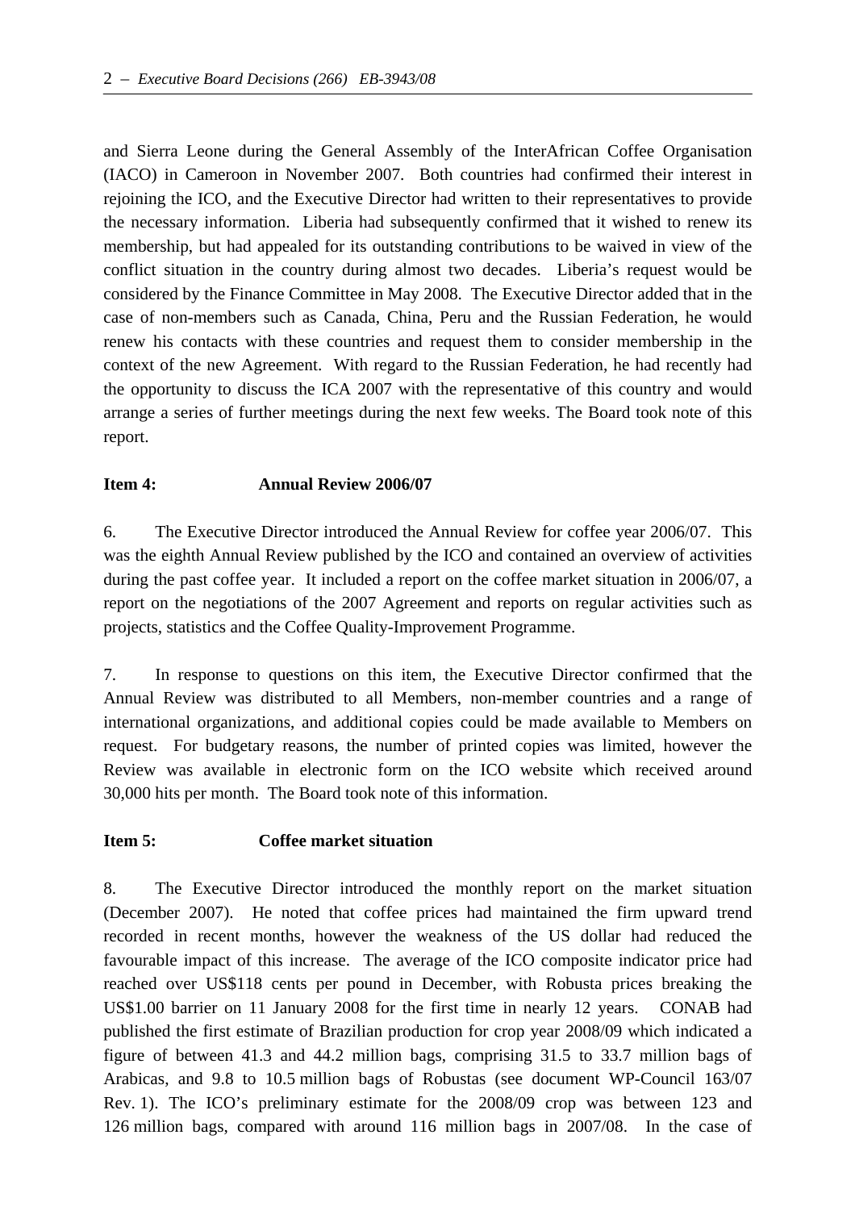and Sierra Leone during the General Assembly of the InterAfrican Coffee Organisation (IACO) in Cameroon in November 2007. Both countries had confirmed their interest in rejoining the ICO, and the Executive Director had written to their representatives to provide the necessary information. Liberia had subsequently confirmed that it wished to renew its membership, but had appealed for its outstanding contributions to be waived in view of the conflict situation in the country during almost two decades. Liberia's request would be considered by the Finance Committee in May 2008. The Executive Director added that in the case of non-members such as Canada, China, Peru and the Russian Federation, he would renew his contacts with these countries and request them to consider membership in the context of the new Agreement. With regard to the Russian Federation, he had recently had the opportunity to discuss the ICA 2007 with the representative of this country and would arrange a series of further meetings during the next few weeks. The Board took note of this report.

**Item 4: Annual Review 2006/07**

6. The Executive Director introduced the Annual Review for coffee year 2006/07. This was the eighth Annual Review published by the ICO and contained an overview of activities during the past coffee year. It included a report on the coffee market situation in 2006/07, a report on the negotiations of the 2007 Agreement and reports on regular activities such as projects, statistics and the Coffee Quality-Improvement Programme.

7. In response to questions on this item, the Executive Director confirmed that the Annual Review was distributed to all Members, non-member countries and a range of international organizations, and additional copies could be made available to Members on request. For budgetary reasons, the number of printed copies was limited, however the Review was available in electronic form on the ICO website which received around 30,000 hits per month. The Board took note of this information.

**Item 5: Coffee market situation**

8. The Executive Director introduced the monthly report on the market situation (December 2007). He noted that coffee prices had maintained the firm upward trend recorded in recent months, however the weakness of the US dollar had reduced the favourable impact of this increase. The average of the ICO composite indicator price had reached over US$118 cents per pound in December, with Robusta prices breaking the US$1.00 barrier on 11 January 2008 for the first time in nearly 12 years. CONAB had published the first estimate of Brazilian production for crop year 2008/09 which indicated a figure of between 41.3 and 44.2 million bags, comprising 31.5 to 33.7 million bags of Arabicas, and 9.8 to 10.5 million bags of Robustas (see document WP-Council 163/07 Rev. 1). The ICO's preliminary estimate for the 2008/09 crop was between 123 and 126 million bags, compared with around 116 million bags in 2007/08. In the case of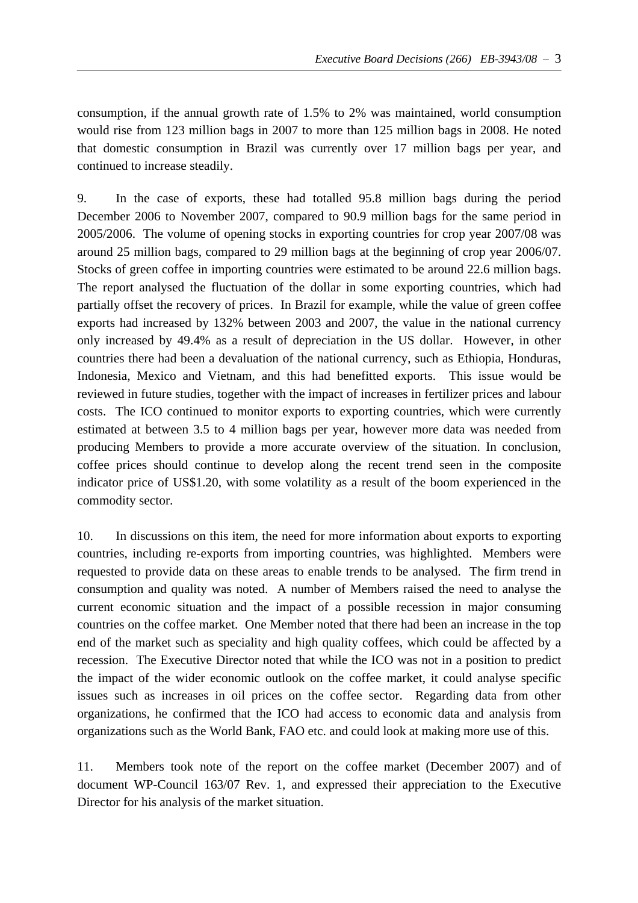consumption, if the annual growth rate of 1.5% to 2% was maintained, world consumption would rise from 123 million bags in 2007 to more than 125 million bags in 2008. He noted that domestic consumption in Brazil was currently over 17 million bags per year, and continued to increase steadily.

9. In the case of exports, these had totalled 95.8 million bags during the period December 2006 to November 2007, compared to 90.9 million bags for the same period in 2005/2006. The volume of opening stocks in exporting countries for crop year 2007/08 was around 25 million bags, compared to 29 million bags at the beginning of crop year 2006/07. Stocks of green coffee in importing countries were estimated to be around 22.6 million bags. The report analysed the fluctuation of the dollar in some exporting countries, which had partially offset the recovery of prices. In Brazil for example, while the value of green coffee exports had increased by 132% between 2003 and 2007, the value in the national currency only increased by 49.4% as a result of depreciation in the US dollar. However, in other countries there had been a devaluation of the national currency, such as Ethiopia, Honduras, Indonesia, Mexico and Vietnam, and this had benefitted exports. This issue would be reviewed in future studies, together with the impact of increases in fertilizer prices and labour costs. The ICO continued to monitor exports to exporting countries, which were currently estimated at between 3.5 to 4 million bags per year, however more data was needed from producing Members to provide a more accurate overview of the situation. In conclusion, coffee prices should continue to develop along the recent trend seen in the composite indicator price of US$1.20, with some volatility as a result of the boom experienced in the commodity sector.

10. In discussions on this item, the need for more information about exports to exporting countries, including re-exports from importing countries, was highlighted. Members were requested to provide data on these areas to enable trends to be analysed. The firm trend in consumption and quality was noted. A number of Members raised the need to analyse the current economic situation and the impact of a possible recession in major consuming countries on the coffee market. One Member noted that there had been an increase in the top end of the market such as speciality and high quality coffees, which could be affected by a recession. The Executive Director noted that while the ICO was not in a position to predict the impact of the wider economic outlook on the coffee market, it could analyse specific issues such as increases in oil prices on the coffee sector. Regarding data from other organizations, he confirmed that the ICO had access to economic data and analysis from organizations such as the World Bank, FAO etc. and could look at making more use of this.

11. Members took note of the report on the coffee market (December 2007) and of document WP-Council 163/07 Rev. 1, and expressed their appreciation to the Executive Director for his analysis of the market situation.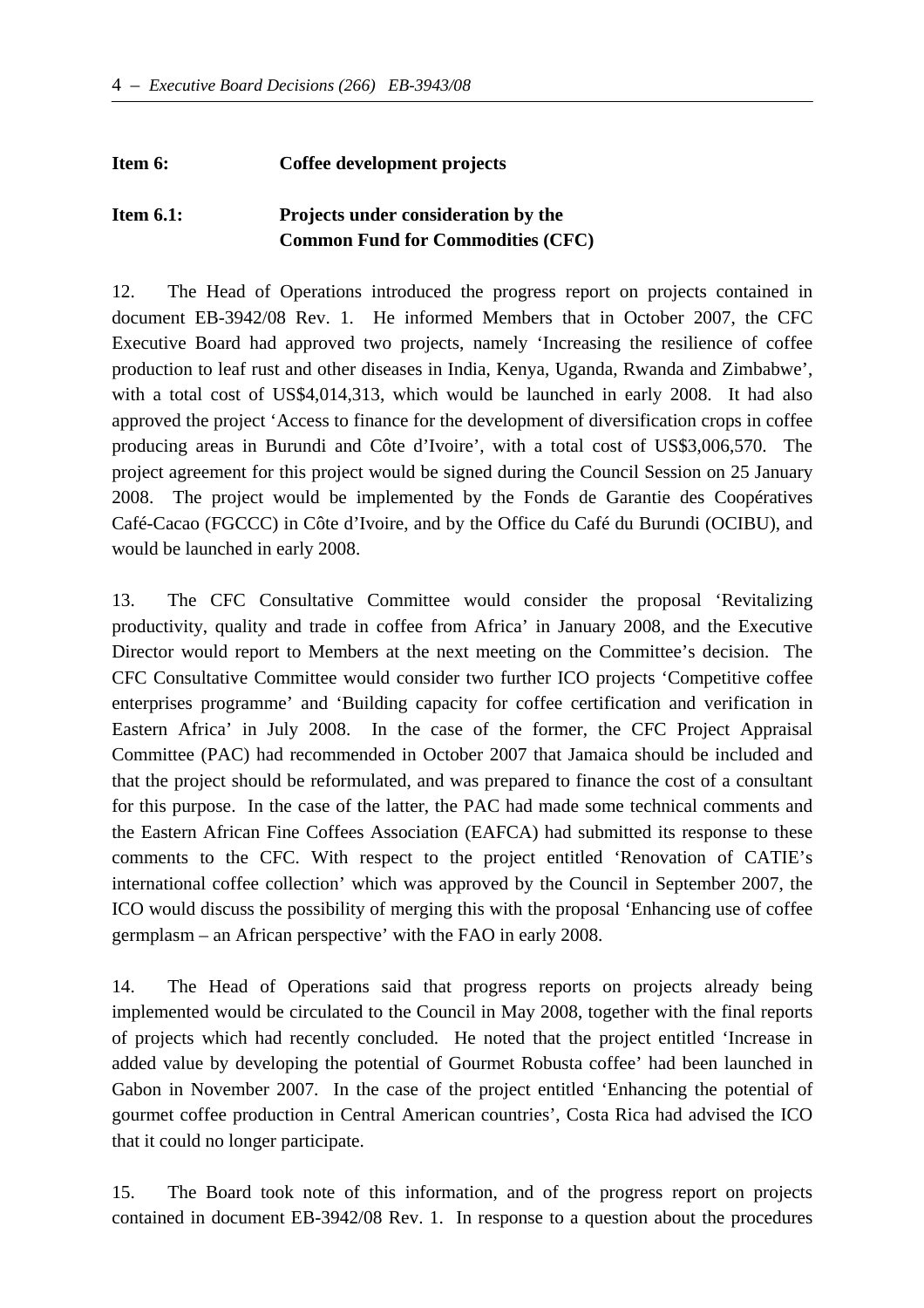**Item 6: Coffee development projects**

**Item 6.1: Projects under consideration by the Common Fund for Commodities (CFC)**

12. The Head of Operations introduced the progress report on projects contained in document EB-3942/08 Rev. 1. He informed Members that in October 2007, the CFC Executive Board had approved two projects, namely 'Increasing the resilience of coffee production to leaf rust and other diseases in India, Kenya, Uganda, Rwanda and Zimbabwe', with a total cost of US$4,014,313, which would be launched in early 2008. It had also approved the project 'Access to finance for the development of diversification crops in coffee producing areas in Burundi and Côte d'Ivoire', with a total cost of US$3,006,570. The project agreement for this project would be signed during the Council Session on 25 January 2008. The project would be implemented by the Fonds de Garantie des Coopératives Café-Cacao (FGCCC) in Côte d'Ivoire, and by the Office du Café du Burundi (OCIBU), and would be launched in early 2008.

13. The CFC Consultative Committee would consider the proposal 'Revitalizing productivity, quality and trade in coffee from Africa' in January 2008, and the Executive Director would report to Members at the next meeting on the Committee's decision. The CFC Consultative Committee would consider two further ICO projects 'Competitive coffee enterprises programme' and 'Building capacity for coffee certification and verification in Eastern Africa' in July 2008. In the case of the former, the CFC Project Appraisal Committee (PAC) had recommended in October 2007 that Jamaica should be included and that the project should be reformulated, and was prepared to finance the cost of a consultant for this purpose. In the case of the latter, the PAC had made some technical comments and the Eastern African Fine Coffees Association (EAFCA) had submitted its response to these comments to the CFC. With respect to the project entitled 'Renovation of CATIE's international coffee collection' which was approved by the Council in September 2007, the ICO would discuss the possibility of merging this with the proposal 'Enhancing use of coffee germplasm – an African perspective' with the FAO in early 2008.

14. The Head of Operations said that progress reports on projects already being implemented would be circulated to the Council in May 2008, together with the final reports of projects which had recently concluded. He noted that the project entitled 'Increase in added value by developing the potential of Gourmet Robusta coffee' had been launched in Gabon in November 2007. In the case of the project entitled 'Enhancing the potential of gourmet coffee production in Central American countries', Costa Rica had advised the ICO that it could no longer participate.

15. The Board took note of this information, and of the progress report on projects contained in document EB-3942/08 Rev. 1. In response to a question about the procedures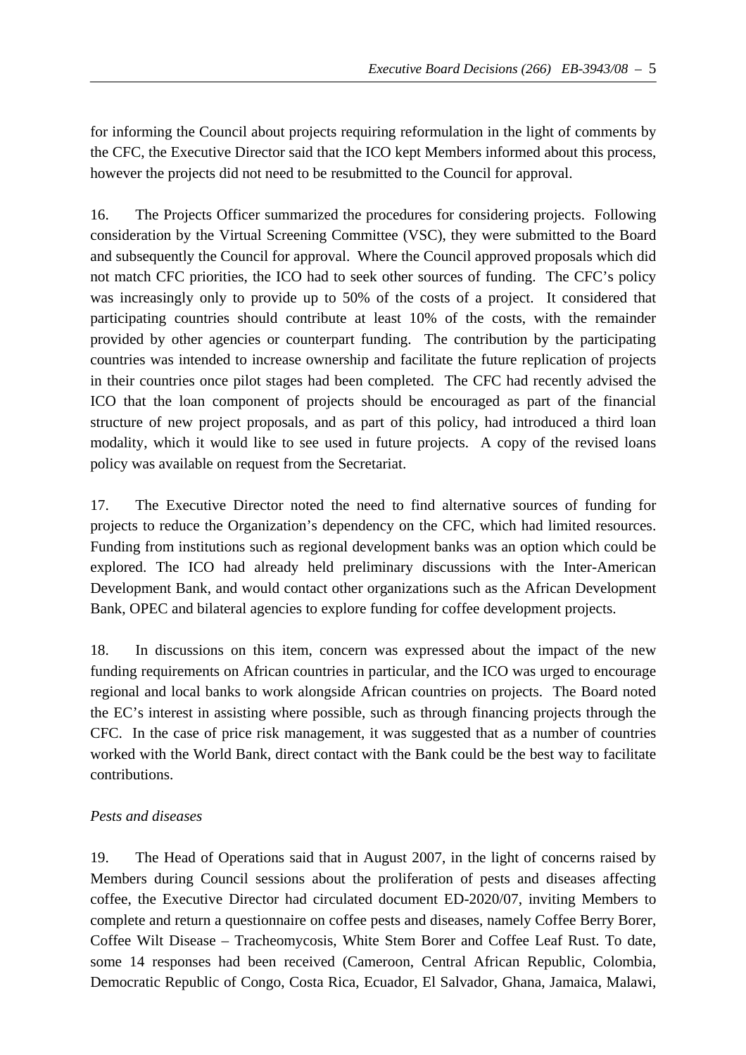for informing the Council about projects requiring reformulation in the light of comments by the CFC, the Executive Director said that the ICO kept Members informed about this process, however the projects did not need to be resubmitted to the Council for approval.

16. The Projects Officer summarized the procedures for considering projects. Following consideration by the Virtual Screening Committee (VSC), they were submitted to the Board and subsequently the Council for approval. Where the Council approved proposals which did not match CFC priorities, the ICO had to seek other sources of funding. The CFC's policy was increasingly only to provide up to 50% of the costs of a project. It considered that participating countries should contribute at least 10% of the costs, with the remainder provided by other agencies or counterpart funding. The contribution by the participating countries was intended to increase ownership and facilitate the future replication of projects in their countries once pilot stages had been completed. The CFC had recently advised the ICO that the loan component of projects should be encouraged as part of the financial structure of new project proposals, and as part of this policy, had introduced a third loan modality, which it would like to see used in future projects. A copy of the revised loans policy was available on request from the Secretariat.

17. The Executive Director noted the need to find alternative sources of funding for projects to reduce the Organization's dependency on the CFC, which had limited resources. Funding from institutions such as regional development banks was an option which could be explored. The ICO had already held preliminary discussions with the Inter-American Development Bank, and would contact other organizations such as the African Development Bank, OPEC and bilateral agencies to explore funding for coffee development projects.

18. In discussions on this item, concern was expressed about the impact of the new funding requirements on African countries in particular, and the ICO was urged to encourage regional and local banks to work alongside African countries on projects. The Board noted the EC's interest in assisting where possible, such as through financing projects through the CFC. In the case of price risk management, it was suggested that as a number of countries worked with the World Bank, direct contact with the Bank could be the best way to facilitate contributions.

*Pests and diseases*

19. The Head of Operations said that in August 2007, in the light of concerns raised by Members during Council sessions about the proliferation of pests and diseases affecting coffee, the Executive Director had circulated document ED-2020/07, inviting Members to complete and return a questionnaire on coffee pests and diseases, namely Coffee Berry Borer, Coffee Wilt Disease – Tracheomycosis, White Stem Borer and Coffee Leaf Rust. To date, some 14 responses had been received (Cameroon, Central African Republic, Colombia, Democratic Republic of Congo, Costa Rica, Ecuador, El Salvador, Ghana, Jamaica, Malawi,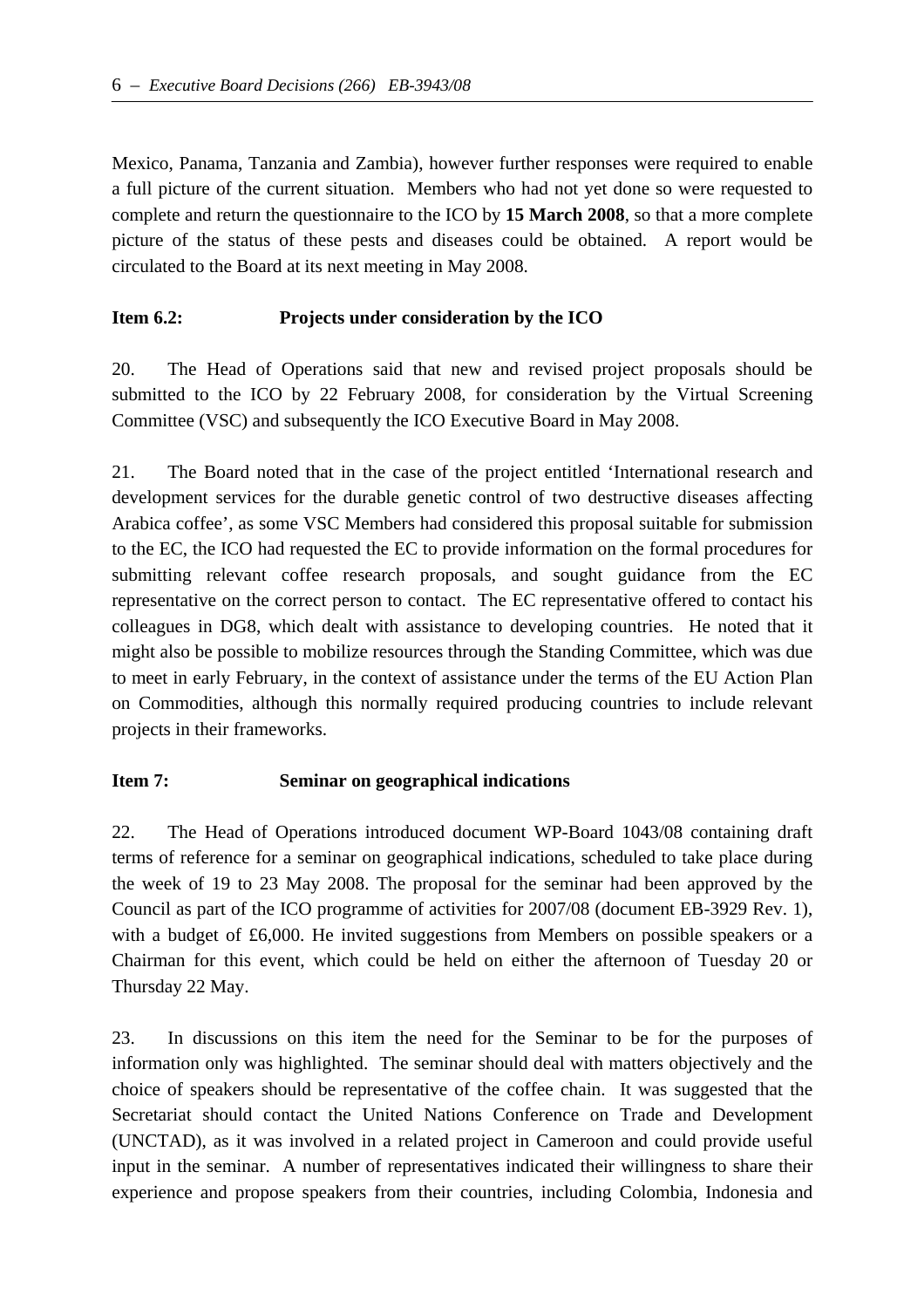Mexico, Panama, Tanzania and Zambia), however further responses were required to enable a full picture of the current situation. Members who had not yet done so were requested to complete and return the questionnaire to the ICO by **15 March 2008**, so that a more complete picture of the status of these pests and diseases could be obtained. A report would be circulated to the Board at its next meeting in May 2008.

**Item 6.2: Projects under consideration by the ICO**

20. The Head of Operations said that new and revised project proposals should be submitted to the ICO by 22 February 2008, for consideration by the Virtual Screening Committee (VSC) and subsequently the ICO Executive Board in May 2008.

21. The Board noted that in the case of the project entitled 'International research and development services for the durable genetic control of two destructive diseases affecting Arabica coffee', as some VSC Members had considered this proposal suitable for submission to the EC, the ICO had requested the EC to provide information on the formal procedures for submitting relevant coffee research proposals, and sought guidance from the EC representative on the correct person to contact. The EC representative offered to contact his colleagues in DG8, which dealt with assistance to developing countries. He noted that it might also be possible to mobilize resources through the Standing Committee, which was due to meet in early February, in the context of assistance under the terms of the EU Action Plan on Commodities, although this normally required producing countries to include relevant projects in their frameworks.

**Item 7: Seminar on geographical indications**

22. The Head of Operations introduced document WP-Board 1043/08 containing draft terms of reference for a seminar on geographical indications, scheduled to take place during the week of 19 to 23 May 2008. The proposal for the seminar had been approved by the Council as part of the ICO programme of activities for 2007/08 (document EB-3929 Rev. 1), with a budget of £6,000. He invited suggestions from Members on possible speakers or a Chairman for this event, which could be held on either the afternoon of Tuesday 20 or Thursday 22 May.

23. In discussions on this item the need for the Seminar to be for the purposes of information only was highlighted. The seminar should deal with matters objectively and the choice of speakers should be representative of the coffee chain. It was suggested that the Secretariat should contact the United Nations Conference on Trade and Development (UNCTAD), as it was involved in a related project in Cameroon and could provide useful input in the seminar. A number of representatives indicated their willingness to share their experience and propose speakers from their countries, including Colombia, Indonesia and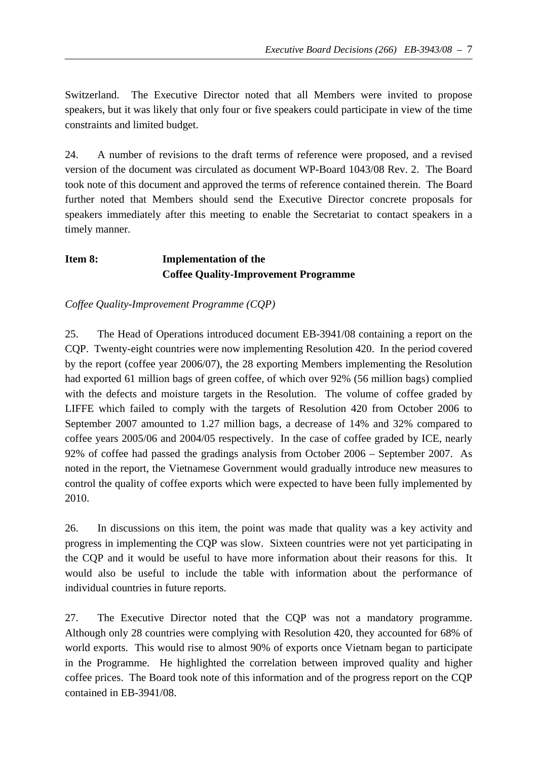Switzerland. The Executive Director noted that all Members were invited to propose speakers, but it was likely that only four or five speakers could participate in view of the time constraints and limited budget.

24. A number of revisions to the draft terms of reference were proposed, and a revised version of the document was circulated as document WP-Board 1043/08 Rev. 2. The Board took note of this document and approved the terms of reference contained therein. The Board further noted that Members should send the Executive Director concrete proposals for speakers immediately after this meeting to enable the Secretariat to contact speakers in a timely manner.

**Item 8: Implementation of the Coffee Quality-Improvement Programme**

*Coffee Quality-Improvement Programme (CQP)*

25. The Head of Operations introduced document EB-3941/08 containing a report on the CQP. Twenty-eight countries were now implementing Resolution 420. In the period covered by the report (coffee year 2006/07), the 28 exporting Members implementing the Resolution had exported 61 million bags of green coffee, of which over 92% (56 million bags) complied with the defects and moisture targets in the Resolution. The volume of coffee graded by LIFFE which failed to comply with the targets of Resolution 420 from October 2006 to September 2007 amounted to 1.27 million bags, a decrease of 14% and 32% compared to coffee years 2005/06 and 2004/05 respectively. In the case of coffee graded by ICE, nearly 92% of coffee had passed the gradings analysis from October 2006 – September 2007. As noted in the report, the Vietnamese Government would gradually introduce new measures to control the quality of coffee exports which were expected to have been fully implemented by 2010.

26. In discussions on this item, the point was made that quality was a key activity and progress in implementing the CQP was slow. Sixteen countries were not yet participating in the CQP and it would be useful to have more information about their reasons for this. It would also be useful to include the table with information about the performance of individual countries in future reports.

27. The Executive Director noted that the CQP was not a mandatory programme. Although only 28 countries were complying with Resolution 420, they accounted for 68% of world exports. This would rise to almost 90% of exports once Vietnam began to participate in the Programme. He highlighted the correlation between improved quality and higher coffee prices. The Board took note of this information and of the progress report on the CQP contained in EB-3941/08.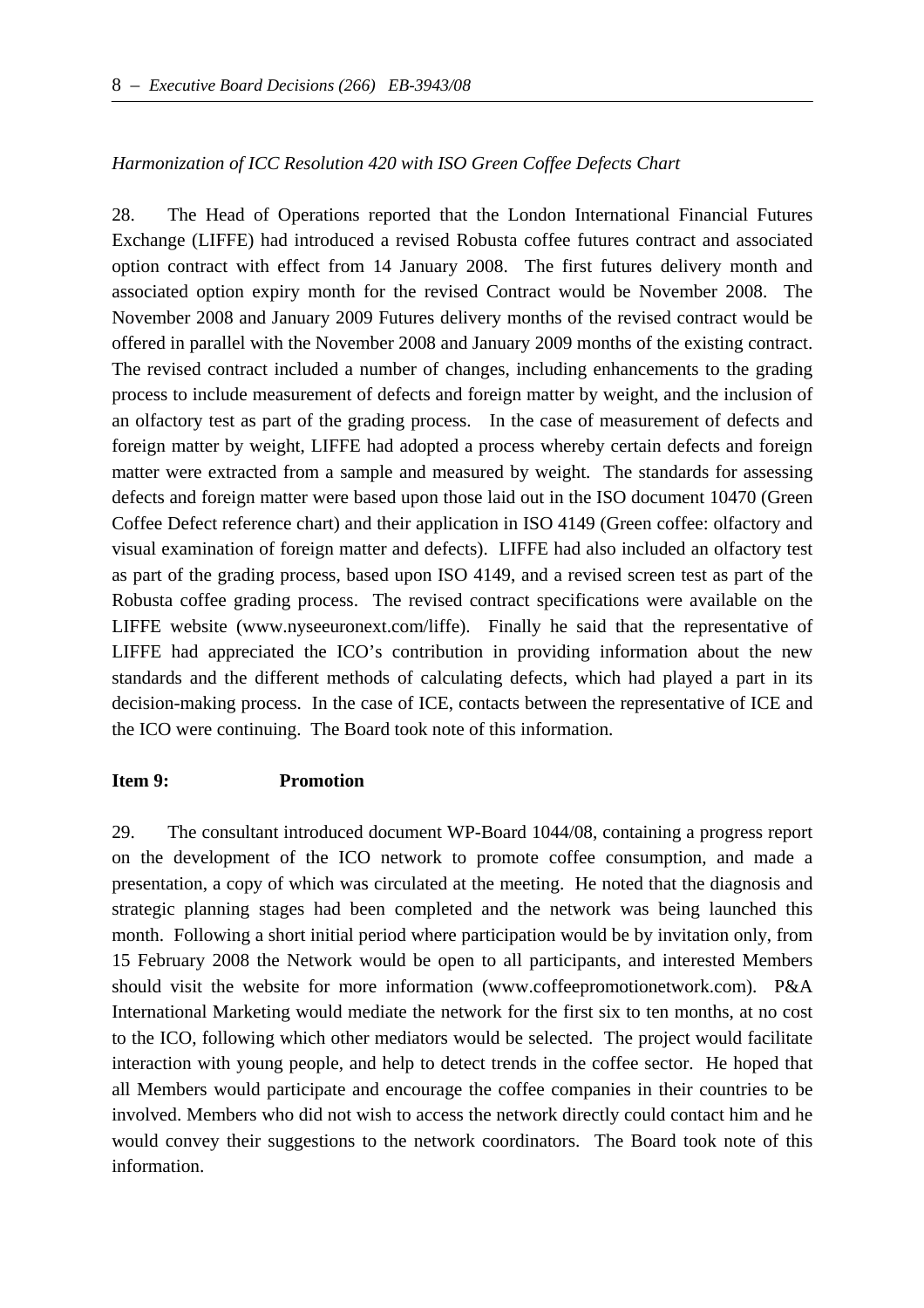*Harmonization of ICC Resolution 420 with ISO Green Coffee Defects Chart*

28. The Head of Operations reported that the London International Financial Futures Exchange (LIFFE) had introduced a revised Robusta coffee futures contract and associated option contract with effect from 14 January 2008. The first futures delivery month and associated option expiry month for the revised Contract would be November 2008. The November 2008 and January 2009 Futures delivery months of the revised contract would be offered in parallel with the November 2008 and January 2009 months of the existing contract. The revised contract included a number of changes, including enhancements to the grading process to include measurement of defects and foreign matter by weight, and the inclusion of an olfactory test as part of the grading process. In the case of measurement of defects and foreign matter by weight, LIFFE had adopted a process whereby certain defects and foreign matter were extracted from a sample and measured by weight. The standards for assessing defects and foreign matter were based upon those laid out in the ISO document 10470 (Green Coffee Defect reference chart) and their application in ISO 4149 (Green coffee: olfactory and visual examination of foreign matter and defects). LIFFE had also included an olfactory test as part of the grading process, based upon ISO 4149, and a revised screen test as part of the Robusta coffee grading process. The revised contract specifications were available on the LIFFE website (www.nyseeuronext.com/liffe). Finally he said that the representative of LIFFE had appreciated the ICO's contribution in providing information about the new standards and the different methods of calculating defects, which had played a part in its decision-making process. In the case of ICE, contacts between the representative of ICE and the ICO were continuing. The Board took note of this information.

**Item 9: Promotion**

29. The consultant introduced document WP-Board 1044/08, containing a progress report on the development of the ICO network to promote coffee consumption, and made a presentation, a copy of which was circulated at the meeting. He noted that the diagnosis and strategic planning stages had been completed and the network was being launched this month. Following a short initial period where participation would be by invitation only, from 15 February 2008 the Network would be open to all participants, and interested Members should visit the website for more information (www.coffeepromotionetwork.com). P&A International Marketing would mediate the network for the first six to ten months, at no cost to the ICO, following which other mediators would be selected. The project would facilitate interaction with young people, and help to detect trends in the coffee sector. He hoped that all Members would participate and encourage the coffee companies in their countries to be involved. Members who did not wish to access the network directly could contact him and he would convey their suggestions to the network coordinators. The Board took note of this information.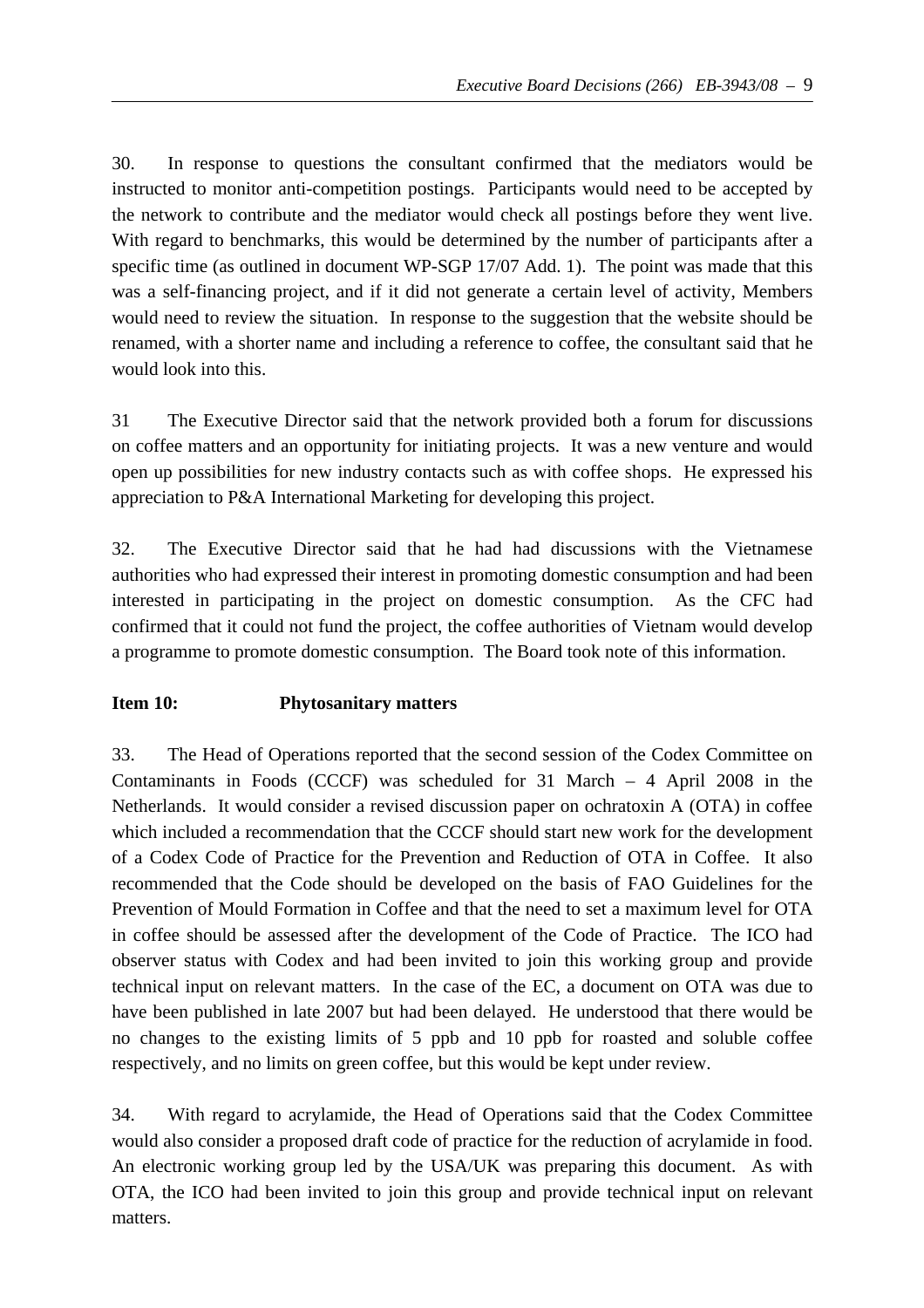30. In response to questions the consultant confirmed that the mediators would be instructed to monitor anti-competition postings. Participants would need to be accepted by the network to contribute and the mediator would check all postings before they went live. With regard to benchmarks, this would be determined by the number of participants after a specific time (as outlined in document WP-SGP 17/07 Add. 1). The point was made that this was a self-financing project, and if it did not generate a certain level of activity, Members would need to review the situation. In response to the suggestion that the website should be renamed, with a shorter name and including a reference to coffee, the consultant said that he would look into this.

31 The Executive Director said that the network provided both a forum for discussions on coffee matters and an opportunity for initiating projects. It was a new venture and would open up possibilities for new industry contacts such as with coffee shops. He expressed his appreciation to P&A International Marketing for developing this project.

32. The Executive Director said that he had had discussions with the Vietnamese authorities who had expressed their interest in promoting domestic consumption and had been interested in participating in the project on domestic consumption. As the CFC had confirmed that it could not fund the project, the coffee authorities of Vietnam would develop a programme to promote domestic consumption. The Board took note of this information.

**Item 10: Phytosanitary matters**

33. The Head of Operations reported that the second session of the Codex Committee on Contaminants in Foods (CCCF) was scheduled for 31 March – 4 April 2008 in the Netherlands. It would consider a revised discussion paper on ochratoxin A (OTA) in coffee which included a recommendation that the CCCF should start new work for the development of a Codex Code of Practice for the Prevention and Reduction of OTA in Coffee. It also recommended that the Code should be developed on the basis of FAO Guidelines for the Prevention of Mould Formation in Coffee and that the need to set a maximum level for OTA in coffee should be assessed after the development of the Code of Practice. The ICO had observer status with Codex and had been invited to join this working group and provide technical input on relevant matters. In the case of the EC, a document on OTA was due to have been published in late 2007 but had been delayed. He understood that there would be no changes to the existing limits of 5 ppb and 10 ppb for roasted and soluble coffee respectively, and no limits on green coffee, but this would be kept under review.

34. With regard to acrylamide, the Head of Operations said that the Codex Committee would also consider a proposed draft code of practice for the reduction of acrylamide in food. An electronic working group led by the USA/UK was preparing this document. As with OTA, the ICO had been invited to join this group and provide technical input on relevant matters.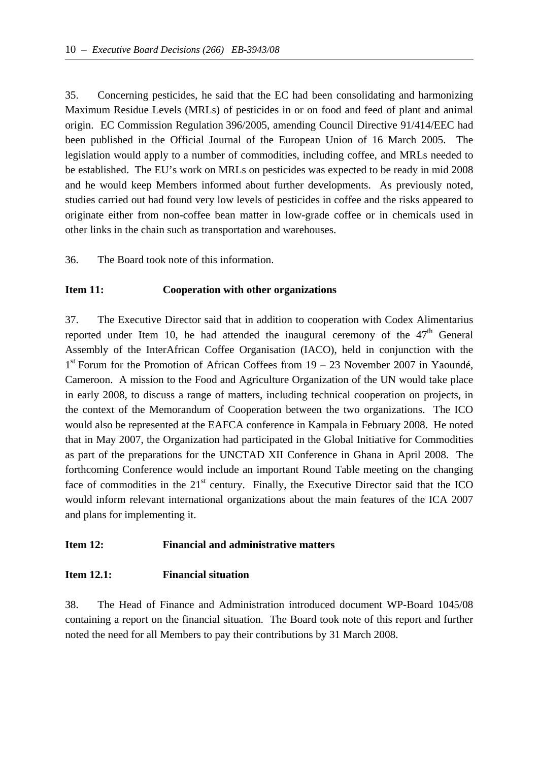35. Concerning pesticides, he said that the EC had been consolidating and harmonizing Maximum Residue Levels (MRLs) of pesticides in or on food and feed of plant and animal origin. EC Commission Regulation 396/2005, amending Council Directive 91/414/EEC had been published in the Official Journal of the European Union of 16 March 2005. The legislation would apply to a number of commodities, including coffee, and MRLs needed to be established. The EU's work on MRLs on pesticides was expected to be ready in mid 2008 and he would keep Members informed about further developments. As previously noted, studies carried out had found very low levels of pesticides in coffee and the risks appeared to originate either from non-coffee bean matter in low-grade coffee or in chemicals used in other links in the chain such as transportation and warehouses.

36. The Board took note of this information.

**Item 11: Cooperation with other organizations**

37. The Executive Director said that in addition to cooperation with Codex Alimentarius reported under Item 10, he had attended the inaugural ceremony of the 47th General Assembly of the InterAfrican Coffee Organisation (IACO), held in conjunction with the 1st Forum for the Promotion of African Coffees from 19 – 23 November 2007 in Yaoundé, Cameroon. A mission to the Food and Agriculture Organization of the UN would take place in early 2008, to discuss a range of matters, including technical cooperation on projects, in the context of the Memorandum of Cooperation between the two organizations. The ICO would also be represented at the EAFCA conference in Kampala in February 2008. He noted that in May 2007, the Organization had participated in the Global Initiative for Commodities as part of the preparations for the UNCTAD XII Conference in Ghana in April 2008. The forthcoming Conference would include an important Round Table meeting on the changing face of commodities in the 21st century. Finally, the Executive Director said that the ICO would inform relevant international organizations about the main features of the ICA 2007 and plans for implementing it.

**Item 12: Financial and administrative matters**

**Item 12.1: Financial situation**

38. The Head of Finance and Administration introduced document WP-Board 1045/08 containing a report on the financial situation. The Board took note of this report and further noted the need for all Members to pay their contributions by 31 March 2008.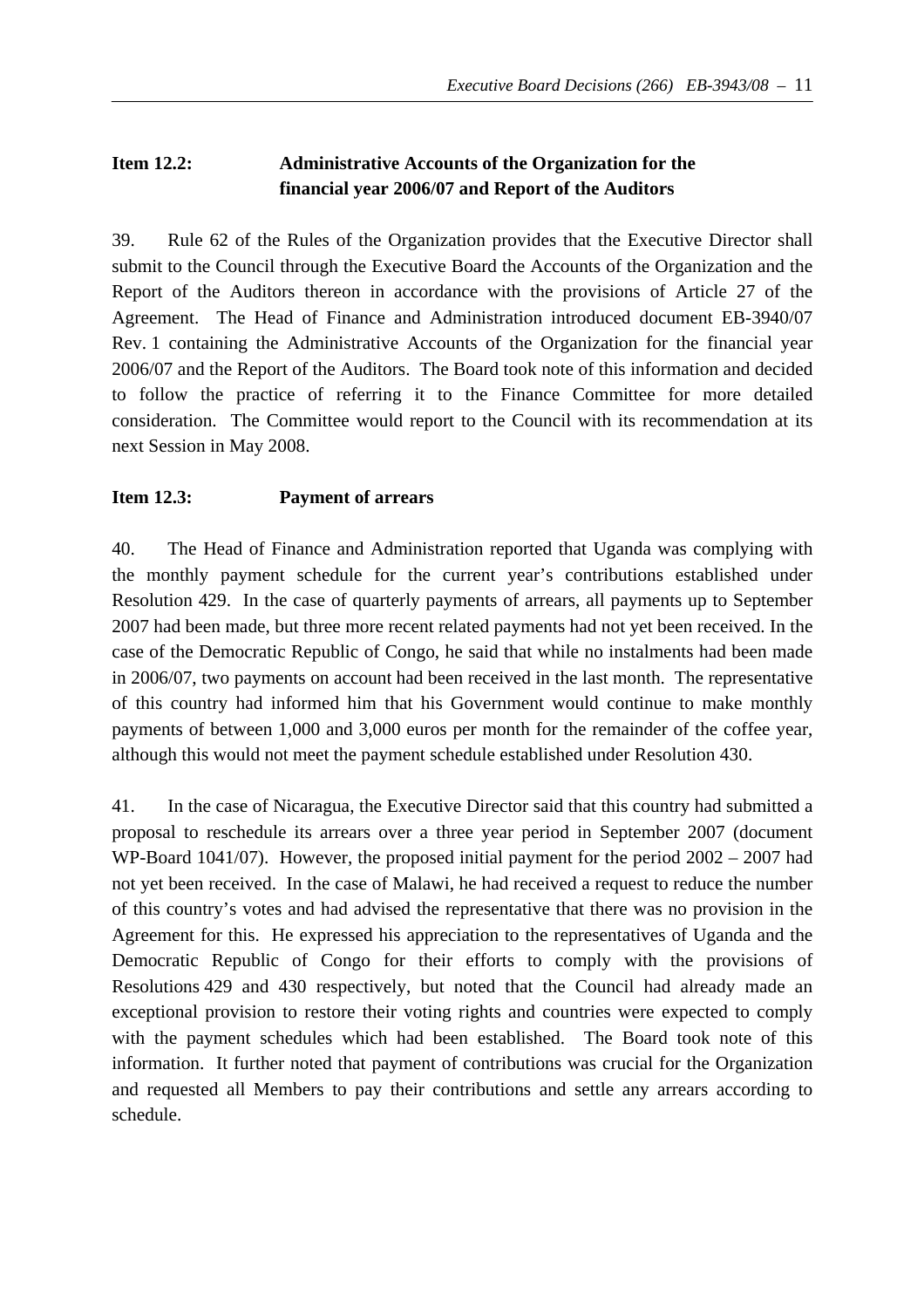**Item 12.2: Administrative Accounts of the Organization for the financial year 2006/07 and Report of the Auditors**

39. Rule 62 of the Rules of the Organization provides that the Executive Director shall submit to the Council through the Executive Board the Accounts of the Organization and the Report of the Auditors thereon in accordance with the provisions of Article 27 of the Agreement. The Head of Finance and Administration introduced document EB-3940/07 Rev. 1 containing the Administrative Accounts of the Organization for the financial year 2006/07 and the Report of the Auditors. The Board took note of this information and decided to follow the practice of referring it to the Finance Committee for more detailed consideration. The Committee would report to the Council with its recommendation at its next Session in May 2008.

**Item 12.3: Payment of arrears**

40. The Head of Finance and Administration reported that Uganda was complying with the monthly payment schedule for the current year's contributions established under Resolution 429. In the case of quarterly payments of arrears, all payments up to September 2007 had been made, but three more recent related payments had not yet been received. In the case of the Democratic Republic of Congo, he said that while no instalments had been made in 2006/07, two payments on account had been received in the last month. The representative of this country had informed him that his Government would continue to make monthly payments of between 1,000 and 3,000 euros per month for the remainder of the coffee year, although this would not meet the payment schedule established under Resolution 430.

41. In the case of Nicaragua, the Executive Director said that this country had submitted a proposal to reschedule its arrears over a three year period in September 2007 (document WP-Board 1041/07). However, the proposed initial payment for the period 2002 – 2007 had not yet been received. In the case of Malawi, he had received a request to reduce the number of this country's votes and had advised the representative that there was no provision in the Agreement for this. He expressed his appreciation to the representatives of Uganda and the Democratic Republic of Congo for their efforts to comply with the provisions of Resolutions 429 and 430 respectively, but noted that the Council had already made an exceptional provision to restore their voting rights and countries were expected to comply with the payment schedules which had been established. The Board took note of this information. It further noted that payment of contributions was crucial for the Organization and requested all Members to pay their contributions and settle any arrears according to schedule.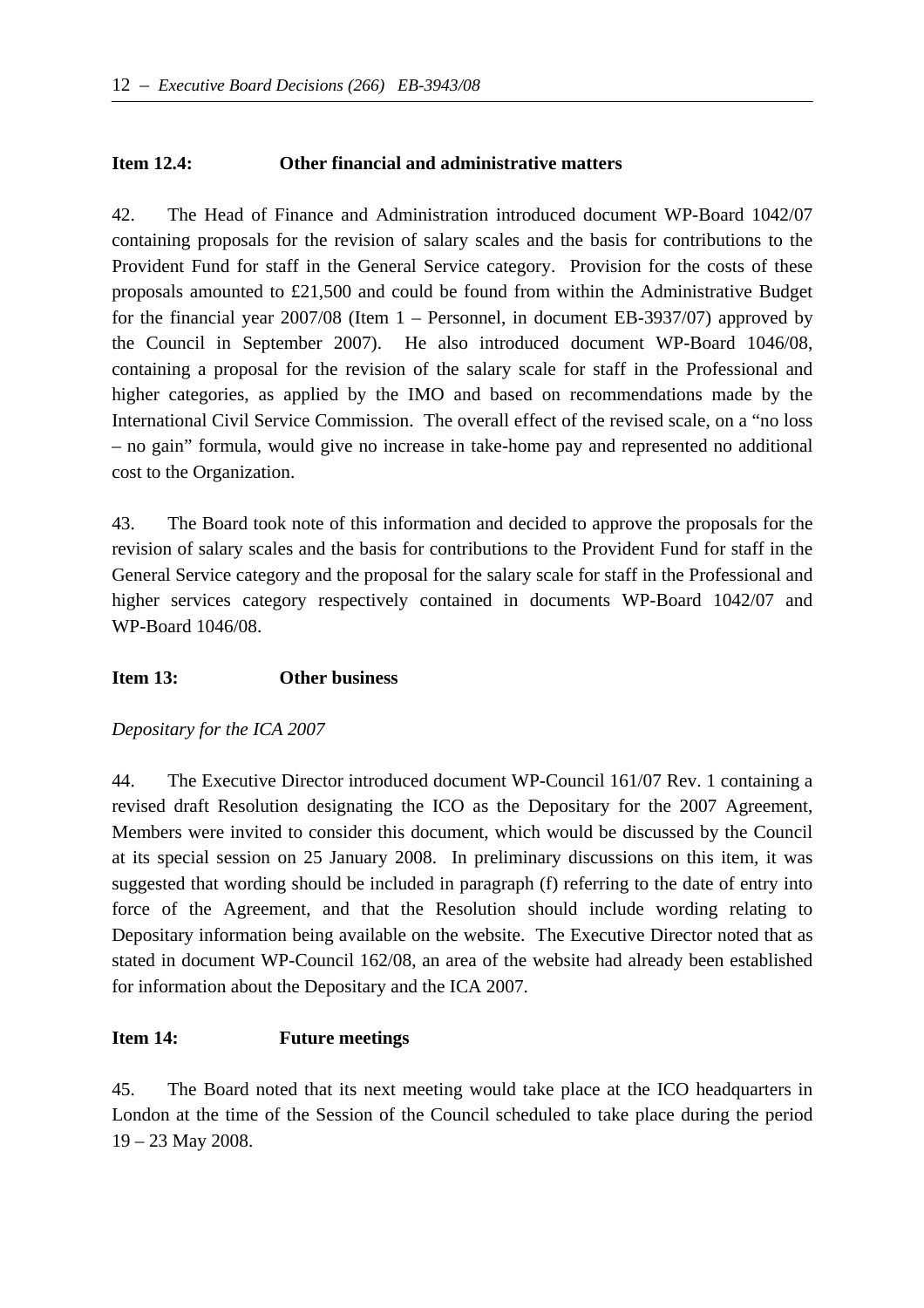**Item 12.4: Other financial and administrative matters**

42. The Head of Finance and Administration introduced document WP-Board 1042/07 containing proposals for the revision of salary scales and the basis for contributions to the Provident Fund for staff in the General Service category. Provision for the costs of these proposals amounted to £21,500 and could be found from within the Administrative Budget for the financial year 2007/08 (Item 1 – Personnel, in document EB-3937/07) approved by the Council in September 2007). He also introduced document WP-Board 1046/08, containing a proposal for the revision of the salary scale for staff in the Professional and higher categories, as applied by the IMO and based on recommendations made by the International Civil Service Commission. The overall effect of the revised scale, on a "no loss – no gain" formula, would give no increase in take-home pay and represented no additional cost to the Organization.

43. The Board took note of this information and decided to approve the proposals for the revision of salary scales and the basis for contributions to the Provident Fund for staff in the General Service category and the proposal for the salary scale for staff in the Professional and higher services category respectively contained in documents WP-Board 1042/07 and WP-Board 1046/08.

**Item 13: Other business**

*Depositary for the ICA 2007*

44. The Executive Director introduced document WP-Council 161/07 Rev. 1 containing a revised draft Resolution designating the ICO as the Depositary for the 2007 Agreement, Members were invited to consider this document, which would be discussed by the Council at its special session on 25 January 2008. In preliminary discussions on this item, it was suggested that wording should be included in paragraph (f) referring to the date of entry into force of the Agreement, and that the Resolution should include wording relating to Depositary information being available on the website. The Executive Director noted that as stated in document WP-Council 162/08, an area of the website had already been established for information about the Depositary and the ICA 2007.

**Item 14: Future meetings**

45. The Board noted that its next meeting would take place at the ICO headquarters in London at the time of the Session of the Council scheduled to take place during the period 19 – 23 May 2008.